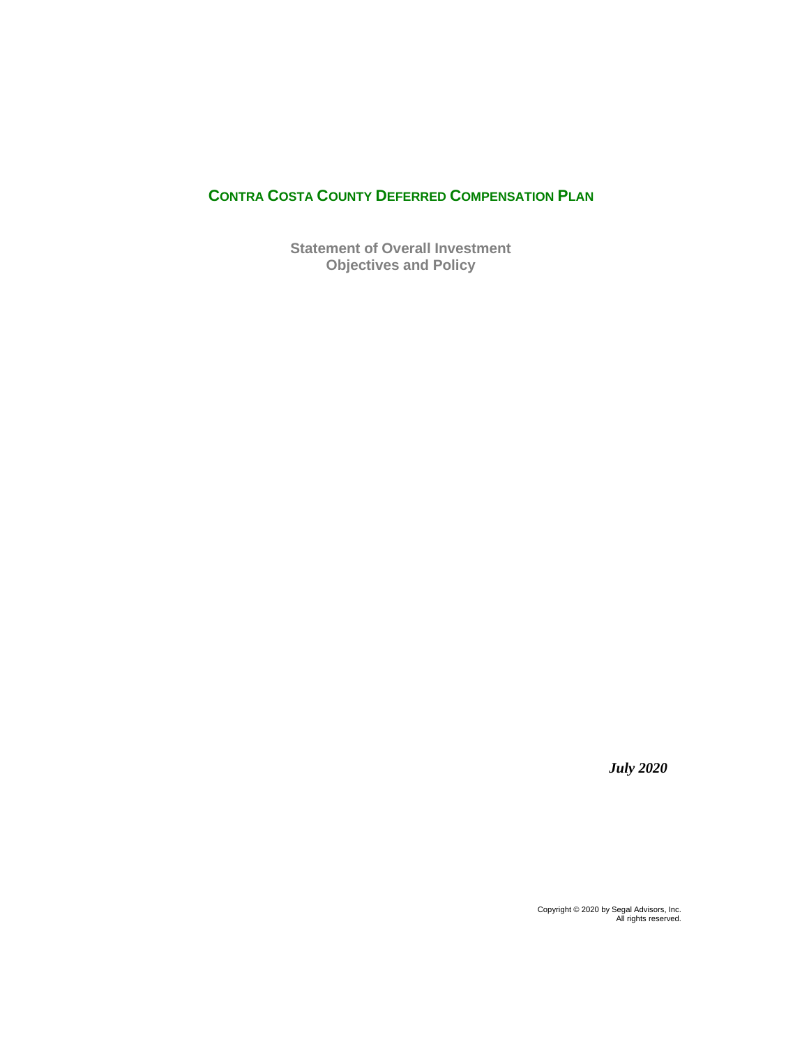# CONTRA COSTA COUNTY DEFERRED COMPENSATION PLAN

## Statement of Overall Investment Objectives and Policy

***July 2020***

Copyright © 2020 by Segal Advisors, Inc.
All rights reserved.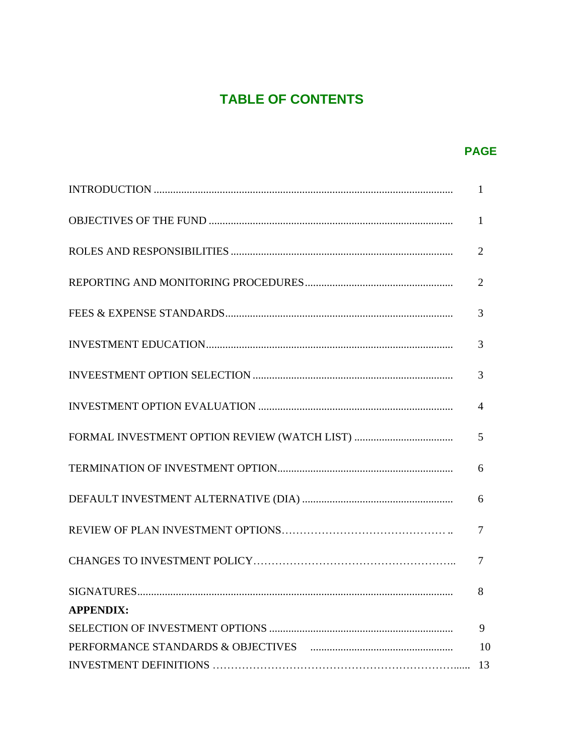# TABLE OF CONTENTS

| | PAGE |
|---|---|
| INTRODUCTION | 1 |
| OBJECTIVES OF THE FUND | 1 |
| ROLES AND RESPONSIBILITIES | 2 |
| REPORTING AND MONITORING PROCEDURES | 2 |
| FEES & EXPENSE STANDARDS | 3 |
| INVESTMENT EDUCATION | 3 |
| INVEESTMENT OPTION SELECTION | 3 |
| INVESTMENT OPTION EVALUATION | 4 |
| FORMAL INVESTMENT OPTION REVIEW (WATCH LIST) | 5 |
| TERMINATION OF INVESTMENT OPTION | 6 |
| DEFAULT INVESTMENT ALTERNATIVE (DIA) | 6 |
| REVIEW OF PLAN INVESTMENT OPTIONS | 7 |
| CHANGES TO INVESTMENT POLICY | 7 |
| SIGNATURES | 8 |
| **APPENDIX:** | |
| SELECTION OF INVESTMENT OPTIONS | 9 |
| PERFORMANCE STANDARDS & OBJECTIVES | 10 |
| INVESTMENT DEFINITIONS | 13 |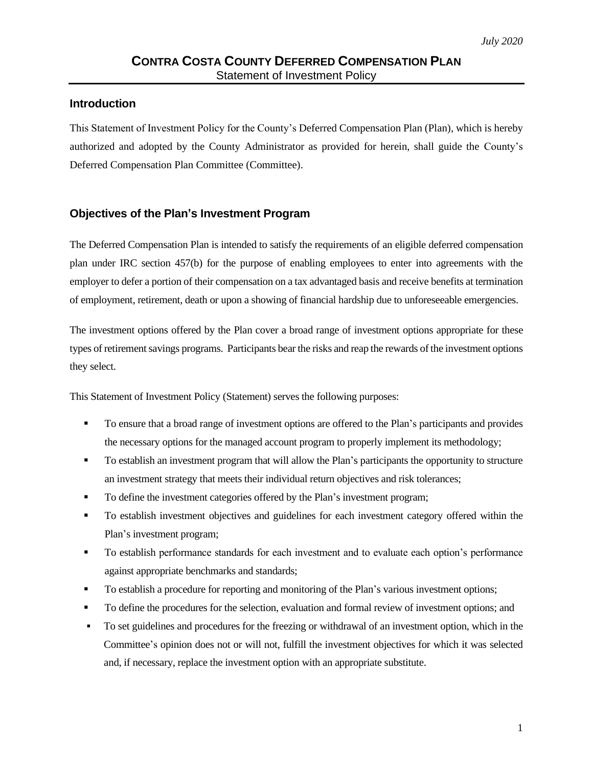*July 2020*

# CONTRA COSTA COUNTY DEFERRED COMPENSATION PLAN

Statement of Investment Policy

## Introduction

This Statement of Investment Policy for the County's Deferred Compensation Plan (Plan), which is hereby authorized and adopted by the County Administrator as provided for herein, shall guide the County's Deferred Compensation Plan Committee (Committee).

## Objectives of the Plan's Investment Program

The Deferred Compensation Plan is intended to satisfy the requirements of an eligible deferred compensation plan under IRC section 457(b) for the purpose of enabling employees to enter into agreements with the employer to defer a portion of their compensation on a tax advantaged basis and receive benefits at termination of employment, retirement, death or upon a showing of financial hardship due to unforeseeable emergencies.

The investment options offered by the Plan cover a broad range of investment options appropriate for these types of retirement savings programs. Participants bear the risks and reap the rewards of the investment options they select.

This Statement of Investment Policy (Statement) serves the following purposes:

- To ensure that a broad range of investment options are offered to the Plan's participants and provides the necessary options for the managed account program to properly implement its methodology;
- To establish an investment program that will allow the Plan's participants the opportunity to structure an investment strategy that meets their individual return objectives and risk tolerances;
- To define the investment categories offered by the Plan's investment program;
- To establish investment objectives and guidelines for each investment category offered within the Plan's investment program;
- To establish performance standards for each investment and to evaluate each option's performance against appropriate benchmarks and standards;
- To establish a procedure for reporting and monitoring of the Plan's various investment options;
- To define the procedures for the selection, evaluation and formal review of investment options; and
- To set guidelines and procedures for the freezing or withdrawal of an investment option, which in the Committee's opinion does not or will not, fulfill the investment objectives for which it was selected and, if necessary, replace the investment option with an appropriate substitute.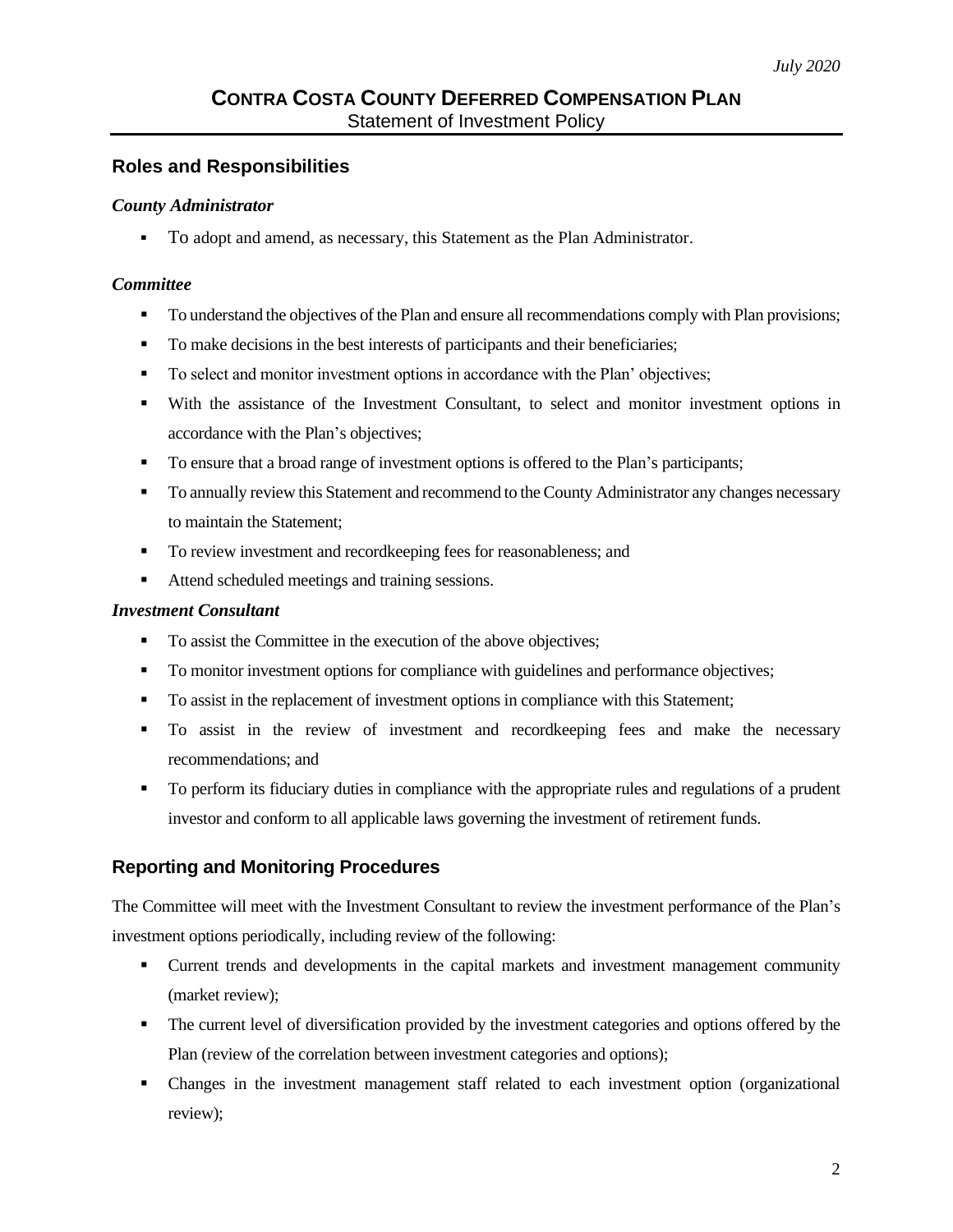## Roles and Responsibilities

### *County Administrator*

- To adopt and amend, as necessary, this Statement as the Plan Administrator.

### *Committee*

- To understand the objectives of the Plan and ensure all recommendations comply with Plan provisions;
- To make decisions in the best interests of participants and their beneficiaries;
- To select and monitor investment options in accordance with the Plan' objectives;
- With the assistance of the Investment Consultant, to select and monitor investment options in accordance with the Plan's objectives;
- To ensure that a broad range of investment options is offered to the Plan's participants;
- To annually review this Statement and recommend to the County Administrator any changes necessary to maintain the Statement;
- To review investment and recordkeeping fees for reasonableness; and
- Attend scheduled meetings and training sessions.

### *Investment Consultant*

- To assist the Committee in the execution of the above objectives;
- To monitor investment options for compliance with guidelines and performance objectives;
- To assist in the replacement of investment options in compliance with this Statement;
- To assist in the review of investment and recordkeeping fees and make the necessary recommendations; and
- To perform its fiduciary duties in compliance with the appropriate rules and regulations of a prudent investor and conform to all applicable laws governing the investment of retirement funds.

## Reporting and Monitoring Procedures

The Committee will meet with the Investment Consultant to review the investment performance of the Plan's investment options periodically, including review of the following:

- Current trends and developments in the capital markets and investment management community (market review);
- The current level of diversification provided by the investment categories and options offered by the Plan (review of the correlation between investment categories and options);
- Changes in the investment management staff related to each investment option (organizational review);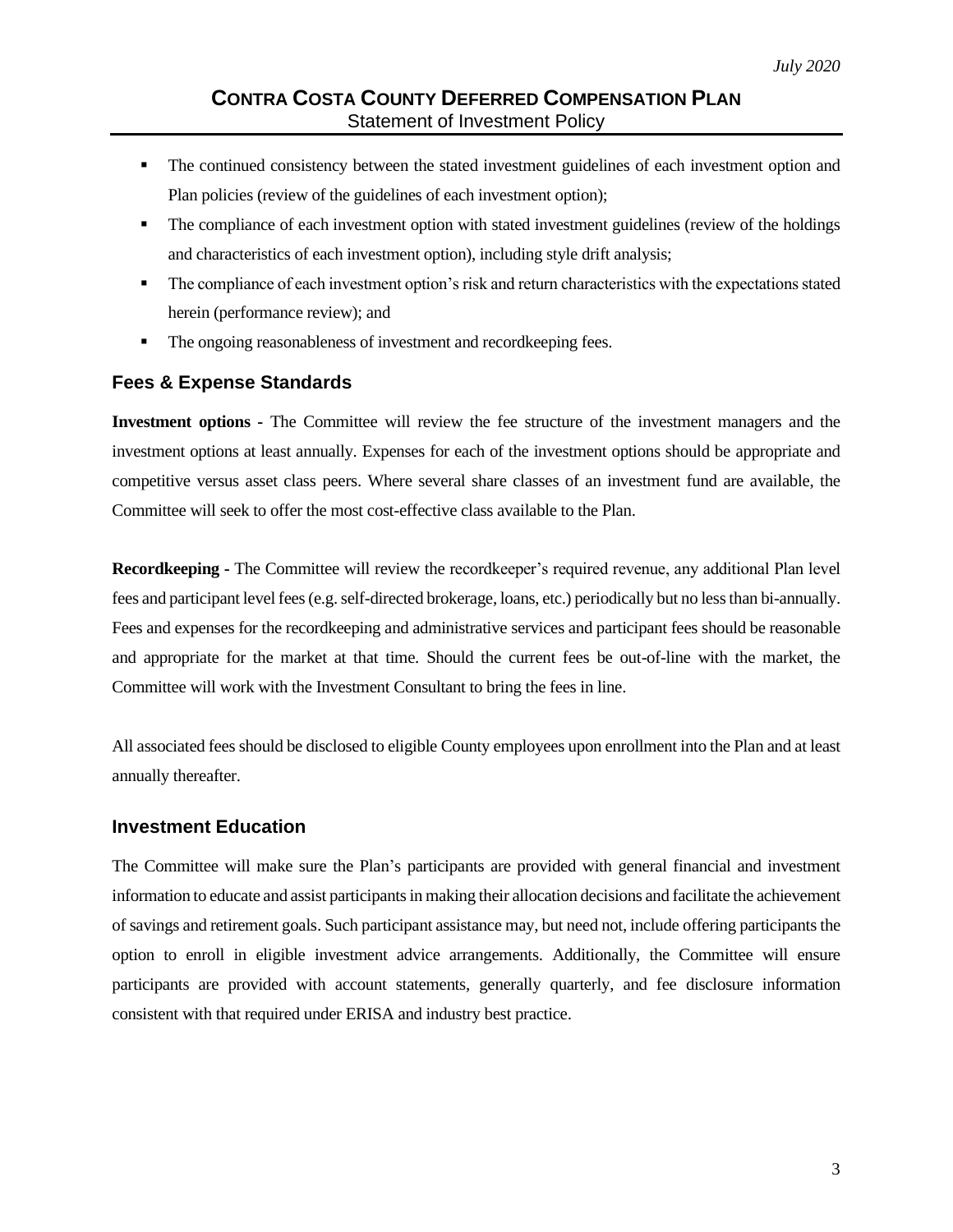- The continued consistency between the stated investment guidelines of each investment option and Plan policies (review of the guidelines of each investment option);
- The compliance of each investment option with stated investment guidelines (review of the holdings and characteristics of each investment option), including style drift analysis;
- The compliance of each investment option's risk and return characteristics with the expectations stated herein (performance review); and
- The ongoing reasonableness of investment and recordkeeping fees.

## Fees & Expense Standards

**Investment options** - The Committee will review the fee structure of the investment managers and the investment options at least annually. Expenses for each of the investment options should be appropriate and competitive versus asset class peers. Where several share classes of an investment fund are available, the Committee will seek to offer the most cost-effective class available to the Plan.

**Recordkeeping** - The Committee will review the recordkeeper's required revenue, any additional Plan level fees and participant level fees (e.g. self-directed brokerage, loans, etc.) periodically but no less than bi-annually. Fees and expenses for the recordkeeping and administrative services and participant fees should be reasonable and appropriate for the market at that time. Should the current fees be out-of-line with the market, the Committee will work with the Investment Consultant to bring the fees in line.

All associated fees should be disclosed to eligible County employees upon enrollment into the Plan and at least annually thereafter.

## Investment Education

The Committee will make sure the Plan's participants are provided with general financial and investment information to educate and assist participants in making their allocation decisions and facilitate the achievement of savings and retirement goals. Such participant assistance may, but need not, include offering participants the option to enroll in eligible investment advice arrangements. Additionally, the Committee will ensure participants are provided with account statements, generally quarterly, and fee disclosure information consistent with that required under ERISA and industry best practice.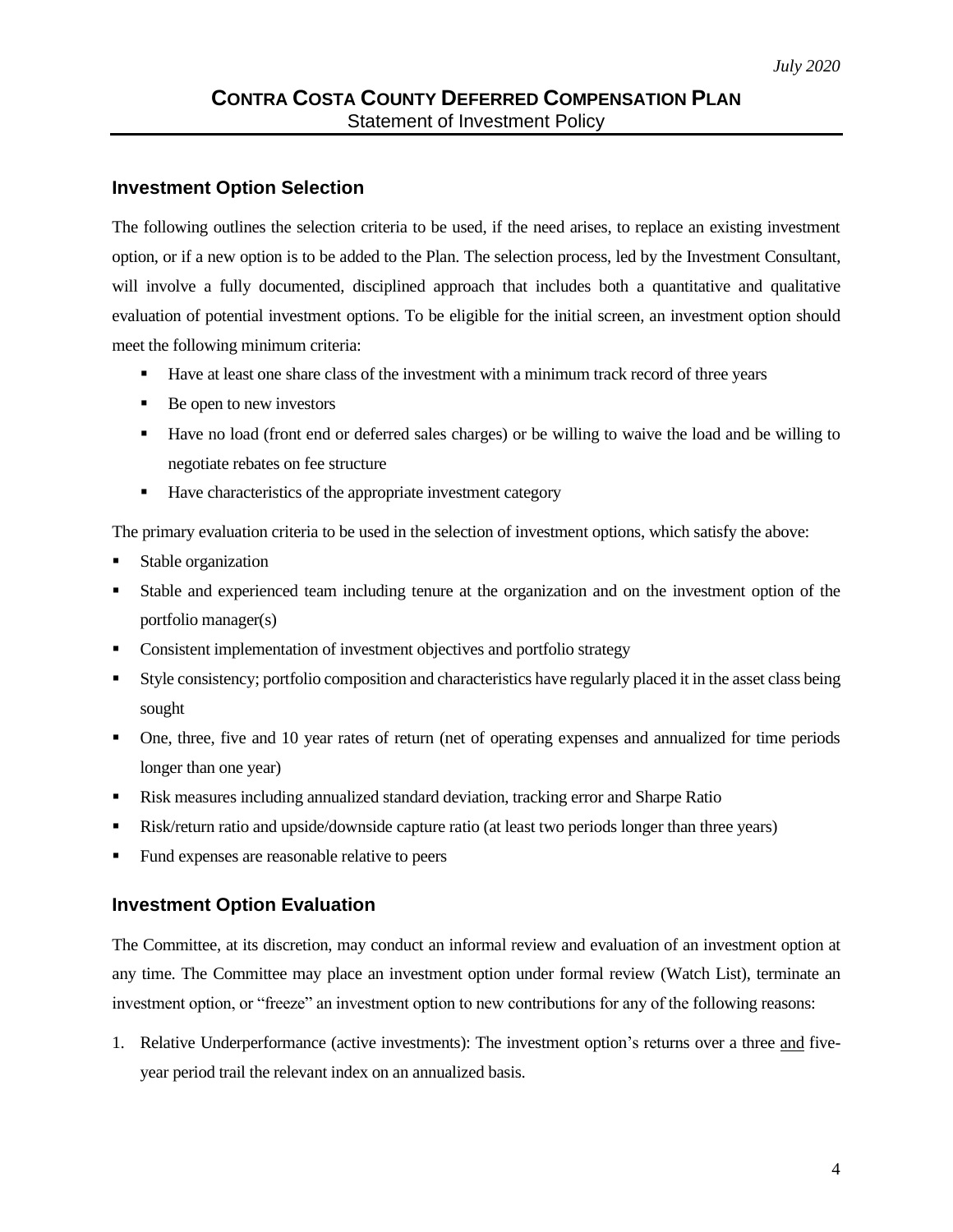## Investment Option Selection

The following outlines the selection criteria to be used, if the need arises, to replace an existing investment option, or if a new option is to be added to the Plan. The selection process, led by the Investment Consultant, will involve a fully documented, disciplined approach that includes both a quantitative and qualitative evaluation of potential investment options. To be eligible for the initial screen, an investment option should meet the following minimum criteria:

- Have at least one share class of the investment with a minimum track record of three years
- Be open to new investors
- Have no load (front end or deferred sales charges) or be willing to waive the load and be willing to negotiate rebates on fee structure
- Have characteristics of the appropriate investment category

The primary evaluation criteria to be used in the selection of investment options, which satisfy the above:

- Stable organization
- Stable and experienced team including tenure at the organization and on the investment option of the portfolio manager(s)
- Consistent implementation of investment objectives and portfolio strategy
- Style consistency; portfolio composition and characteristics have regularly placed it in the asset class being sought
- One, three, five and 10 year rates of return (net of operating expenses and annualized for time periods longer than one year)
- Risk measures including annualized standard deviation, tracking error and Sharpe Ratio
- Risk/return ratio and upside/downside capture ratio (at least two periods longer than three years)
- Fund expenses are reasonable relative to peers

## Investment Option Evaluation

The Committee, at its discretion, may conduct an informal review and evaluation of an investment option at any time. The Committee may place an investment option under formal review (Watch List), terminate an investment option, or "freeze" an investment option to new contributions for any of the following reasons:

1. Relative Underperformance (active investments): The investment option's returns over a three and five-year period trail the relevant index on an annualized basis.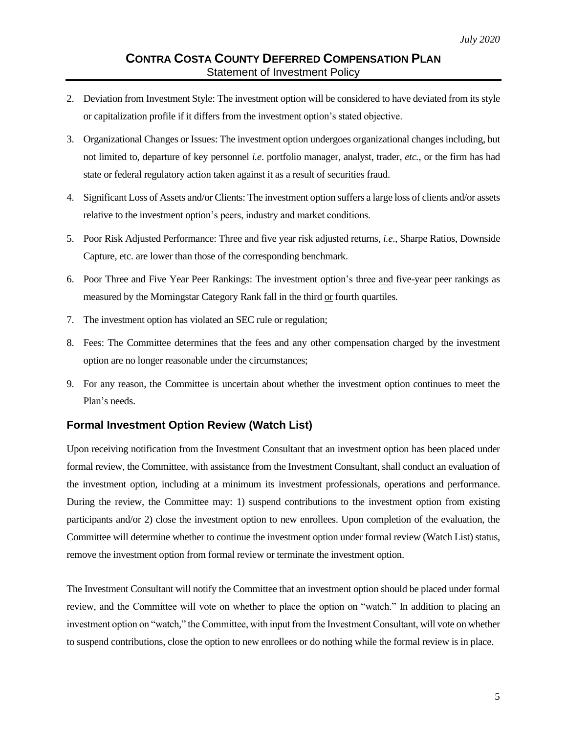2. Deviation from Investment Style: The investment option will be considered to have deviated from its style or capitalization profile if it differs from the investment option's stated objective.

3. Organizational Changes or Issues: The investment option undergoes organizational changes including, but not limited to, departure of key personnel *i.e*. portfolio manager, analyst, trader, *etc.*, or the firm has had state or federal regulatory action taken against it as a result of securities fraud.

4. Significant Loss of Assets and/or Clients: The investment option suffers a large loss of clients and/or assets relative to the investment option's peers, industry and market conditions.

5. Poor Risk Adjusted Performance: Three and five year risk adjusted returns, *i.e*., Sharpe Ratios, Downside Capture, etc. are lower than those of the corresponding benchmark.

6. Poor Three and Five Year Peer Rankings: The investment option's three <u>and</u> five-year peer rankings as measured by the Morningstar Category Rank fall in the third <u>or</u> fourth quartiles.

7. The investment option has violated an SEC rule or regulation;

8. Fees: The Committee determines that the fees and any other compensation charged by the investment option are no longer reasonable under the circumstances;

9. For any reason, the Committee is uncertain about whether the investment option continues to meet the Plan's needs.

## Formal Investment Option Review (Watch List)

Upon receiving notification from the Investment Consultant that an investment option has been placed under formal review, the Committee, with assistance from the Investment Consultant, shall conduct an evaluation of the investment option, including at a minimum its investment professionals, operations and performance. During the review, the Committee may: 1) suspend contributions to the investment option from existing participants and/or 2) close the investment option to new enrollees. Upon completion of the evaluation, the Committee will determine whether to continue the investment option under formal review (Watch List) status, remove the investment option from formal review or terminate the investment option.

The Investment Consultant will notify the Committee that an investment option should be placed under formal review, and the Committee will vote on whether to place the option on "watch." In addition to placing an investment option on "watch," the Committee, with input from the Investment Consultant, will vote on whether to suspend contributions, close the option to new enrollees or do nothing while the formal review is in place.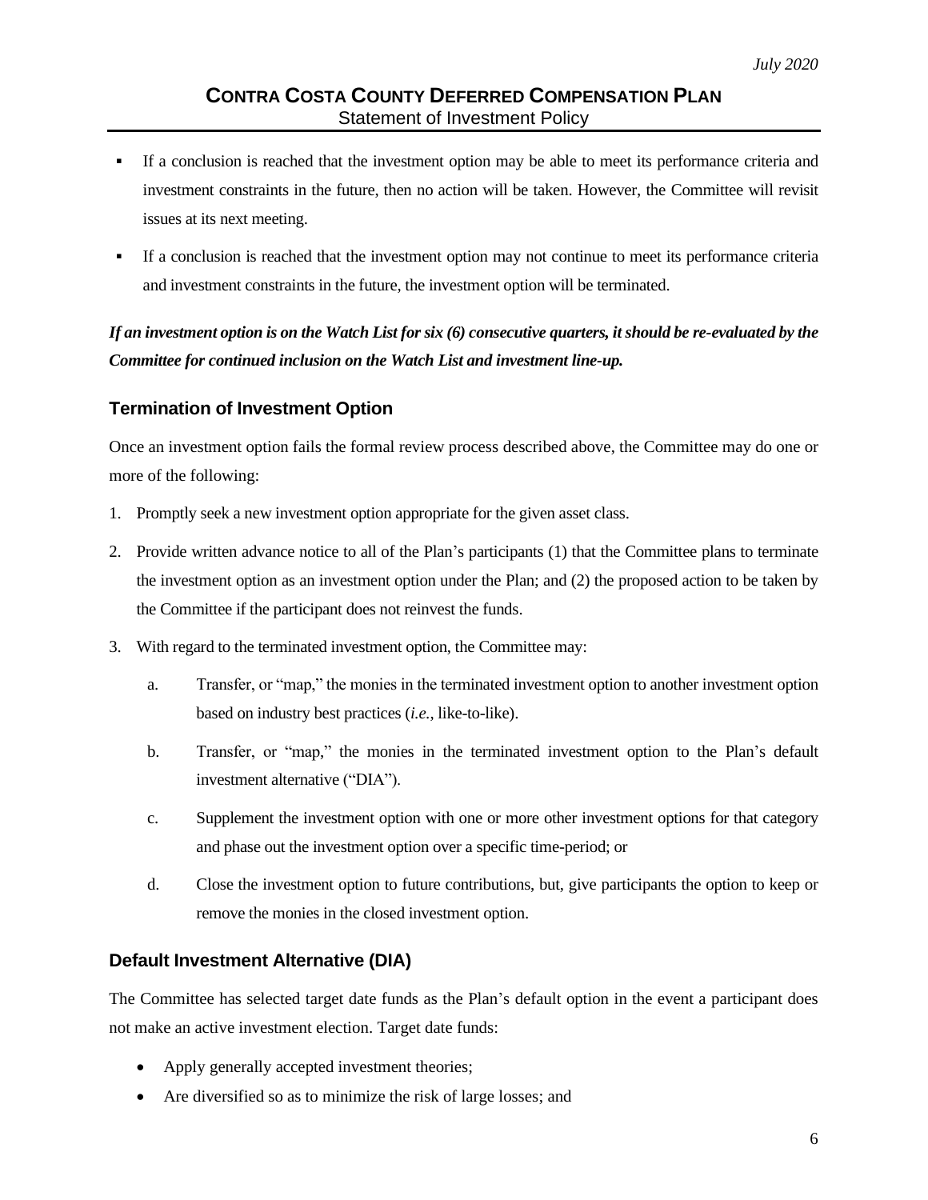- If a conclusion is reached that the investment option may be able to meet its performance criteria and investment constraints in the future, then no action will be taken. However, the Committee will revisit issues at its next meeting.
- If a conclusion is reached that the investment option may not continue to meet its performance criteria and investment constraints in the future, the investment option will be terminated.

***If an investment option is on the Watch List for six (6) consecutive quarters, it should be re-evaluated by the Committee for continued inclusion on the Watch List and investment line-up.***

## Termination of Investment Option

Once an investment option fails the formal review process described above, the Committee may do one or more of the following:

1. Promptly seek a new investment option appropriate for the given asset class.
2. Provide written advance notice to all of the Plan's participants (1) that the Committee plans to terminate the investment option as an investment option under the Plan; and (2) the proposed action to be taken by the Committee if the participant does not reinvest the funds.
3. With regard to the terminated investment option, the Committee may:
   a. Transfer, or "map," the monies in the terminated investment option to another investment option based on industry best practices (*i.e.*, like-to-like).
   b. Transfer, or "map," the monies in the terminated investment option to the Plan's default investment alternative ("DIA").
   c. Supplement the investment option with one or more other investment options for that category and phase out the investment option over a specific time-period; or
   d. Close the investment option to future contributions, but, give participants the option to keep or remove the monies in the closed investment option.

## Default Investment Alternative (DIA)

The Committee has selected target date funds as the Plan's default option in the event a participant does not make an active investment election. Target date funds:

- Apply generally accepted investment theories;
- Are diversified so as to minimize the risk of large losses; and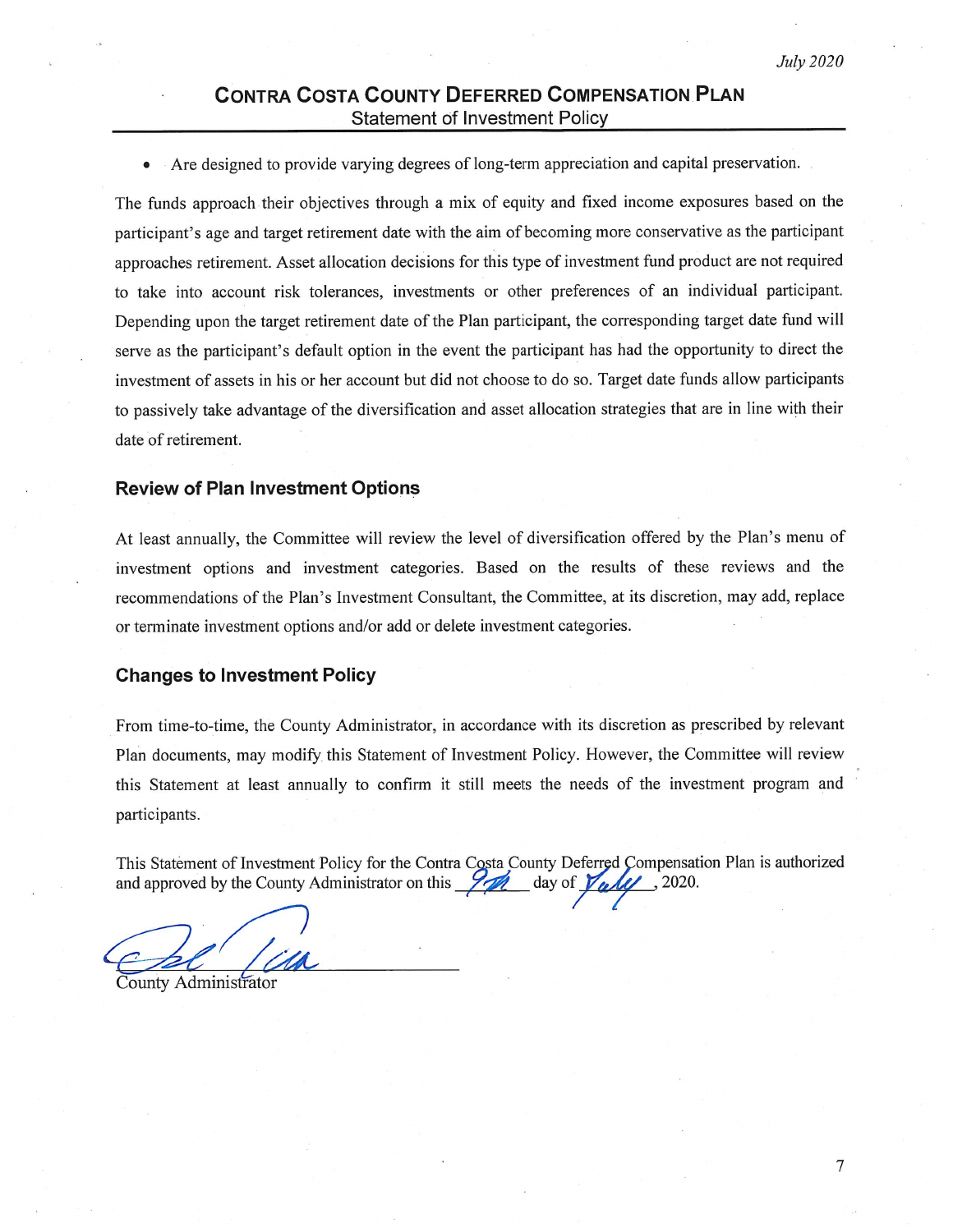- Are designed to provide varying degrees of long-term appreciation and capital preservation.

The funds approach their objectives through a mix of equity and fixed income exposures based on the participant's age and target retirement date with the aim of becoming more conservative as the participant approaches retirement. Asset allocation decisions for this type of investment fund product are not required to take into account risk tolerances, investments or other preferences of an individual participant. Depending upon the target retirement date of the Plan participant, the corresponding target date fund will serve as the participant's default option in the event the participant has had the opportunity to direct the investment of assets in his or her account but did not choose to do so. Target date funds allow participants to passively take advantage of the diversification and asset allocation strategies that are in line with their date of retirement.

### Review of Plan Investment Options

At least annually, the Committee will review the level of diversification offered by the Plan's menu of investment options and investment categories. Based on the results of these reviews and the recommendations of the Plan's Investment Consultant, the Committee, at its discretion, may add, replace or terminate investment options and/or add or delete investment categories.

### Changes to Investment Policy

From time-to-time, the County Administrator, in accordance with its discretion as prescribed by relevant Plan documents, may modify this Statement of Investment Policy. However, the Committee will review this Statement at least annually to confirm it still meets the needs of the investment program and participants.

This Statement of Investment Policy for the Contra Costa County Deferred Compensation Plan is authorized and approved by the County Administrator on this 9th day of July, 2020.

County Administrator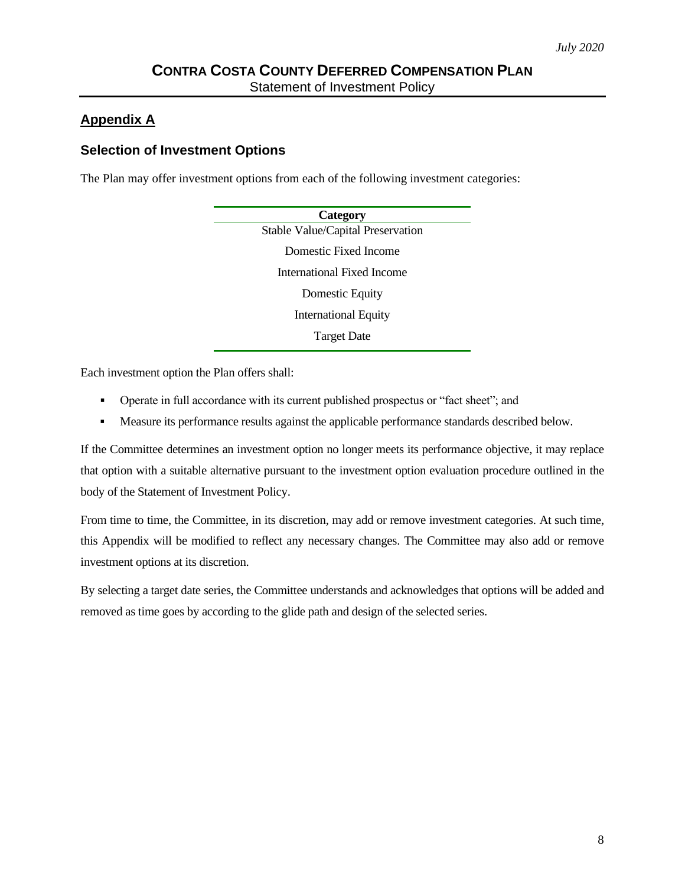## Appendix A

### Selection of Investment Options

The Plan may offer investment options from each of the following investment categories:

| Category |
| --- |
| Stable Value/Capital Preservation |
| Domestic Fixed Income |
| International Fixed Income |
| Domestic Equity |
| International Equity |
| Target Date |

Each investment option the Plan offers shall:

- Operate in full accordance with its current published prospectus or "fact sheet"; and
- Measure its performance results against the applicable performance standards described below.

If the Committee determines an investment option no longer meets its performance objective, it may replace that option with a suitable alternative pursuant to the investment option evaluation procedure outlined in the body of the Statement of Investment Policy.

From time to time, the Committee, in its discretion, may add or remove investment categories. At such time, this Appendix will be modified to reflect any necessary changes. The Committee may also add or remove investment options at its discretion.

By selecting a target date series, the Committee understands and acknowledges that options will be added and removed as time goes by according to the glide path and design of the selected series.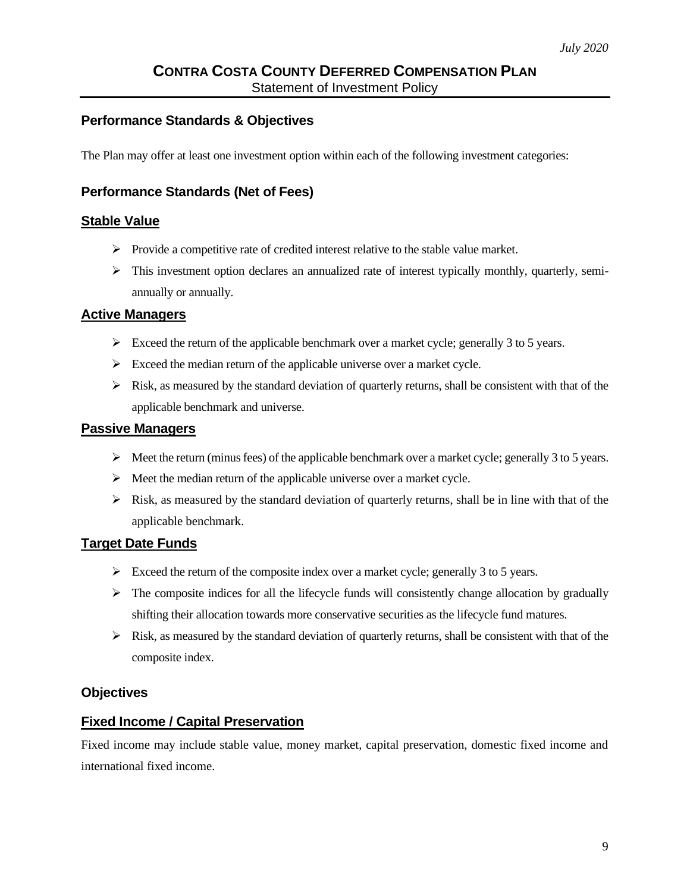## Performance Standards & Objectives

The Plan may offer at least one investment option within each of the following investment categories:

### Performance Standards (Net of Fees)

#### Stable Value

- Provide a competitive rate of credited interest relative to the stable value market.
- This investment option declares an annualized rate of interest typically monthly, quarterly, semi-annually or annually.

#### Active Managers

- Exceed the return of the applicable benchmark over a market cycle; generally 3 to 5 years.
- Exceed the median return of the applicable universe over a market cycle.
- Risk, as measured by the standard deviation of quarterly returns, shall be consistent with that of the applicable benchmark and universe.

#### Passive Managers

- Meet the return (minus fees) of the applicable benchmark over a market cycle; generally 3 to 5 years.
- Meet the median return of the applicable universe over a market cycle.
- Risk, as measured by the standard deviation of quarterly returns, shall be in line with that of the applicable benchmark.

#### Target Date Funds

- Exceed the return of the composite index over a market cycle; generally 3 to 5 years.
- The composite indices for all the lifecycle funds will consistently change allocation by gradually shifting their allocation towards more conservative securities as the lifecycle fund matures.
- Risk, as measured by the standard deviation of quarterly returns, shall be consistent with that of the composite index.

### Objectives

#### Fixed Income / Capital Preservation

Fixed income may include stable value, money market, capital preservation, domestic fixed income and international fixed income.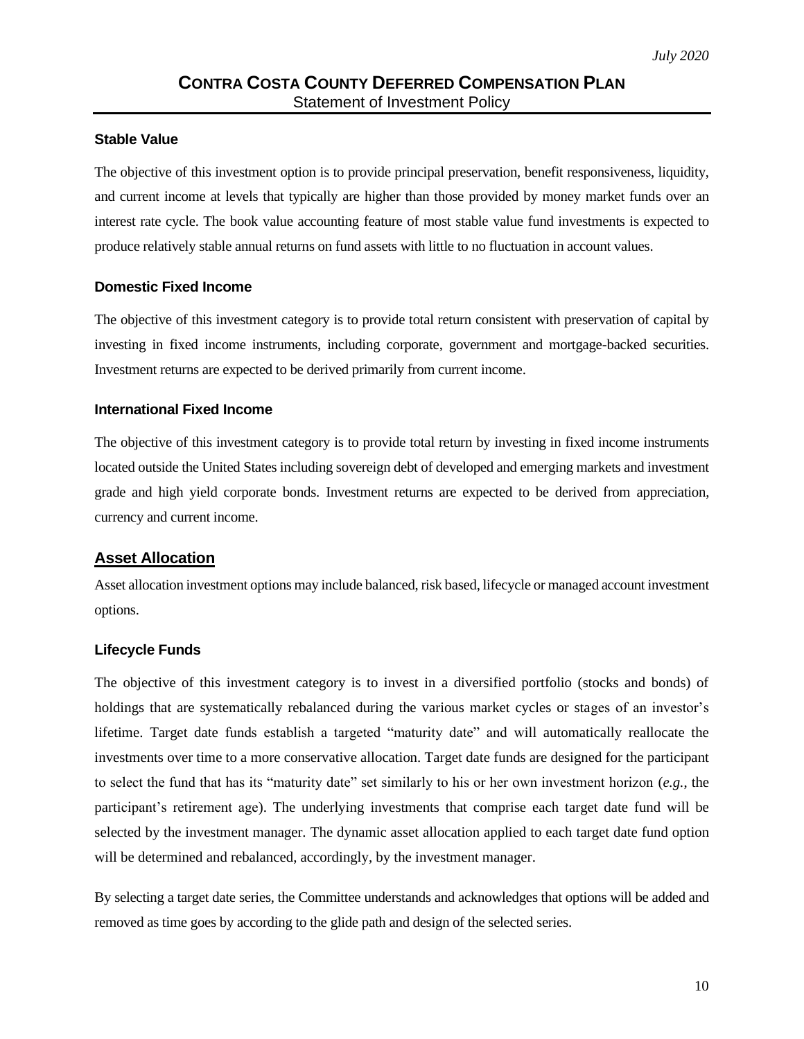### Stable Value

The objective of this investment option is to provide principal preservation, benefit responsiveness, liquidity, and current income at levels that typically are higher than those provided by money market funds over an interest rate cycle. The book value accounting feature of most stable value fund investments is expected to produce relatively stable annual returns on fund assets with little to no fluctuation in account values.

### Domestic Fixed Income

The objective of this investment category is to provide total return consistent with preservation of capital by investing in fixed income instruments, including corporate, government and mortgage-backed securities. Investment returns are expected to be derived primarily from current income.

### International Fixed Income

The objective of this investment category is to provide total return by investing in fixed income instruments located outside the United States including sovereign debt of developed and emerging markets and investment grade and high yield corporate bonds. Investment returns are expected to be derived from appreciation, currency and current income.

## Asset Allocation

Asset allocation investment options may include balanced, risk based, lifecycle or managed account investment options.

### Lifecycle Funds

The objective of this investment category is to invest in a diversified portfolio (stocks and bonds) of holdings that are systematically rebalanced during the various market cycles or stages of an investor's lifetime. Target date funds establish a targeted "maturity date" and will automatically reallocate the investments over time to a more conservative allocation. Target date funds are designed for the participant to select the fund that has its "maturity date" set similarly to his or her own investment horizon (*e.g.*, the participant's retirement age). The underlying investments that comprise each target date fund will be selected by the investment manager. The dynamic asset allocation applied to each target date fund option will be determined and rebalanced, accordingly, by the investment manager.

By selecting a target date series, the Committee understands and acknowledges that options will be added and removed as time goes by according to the glide path and design of the selected series.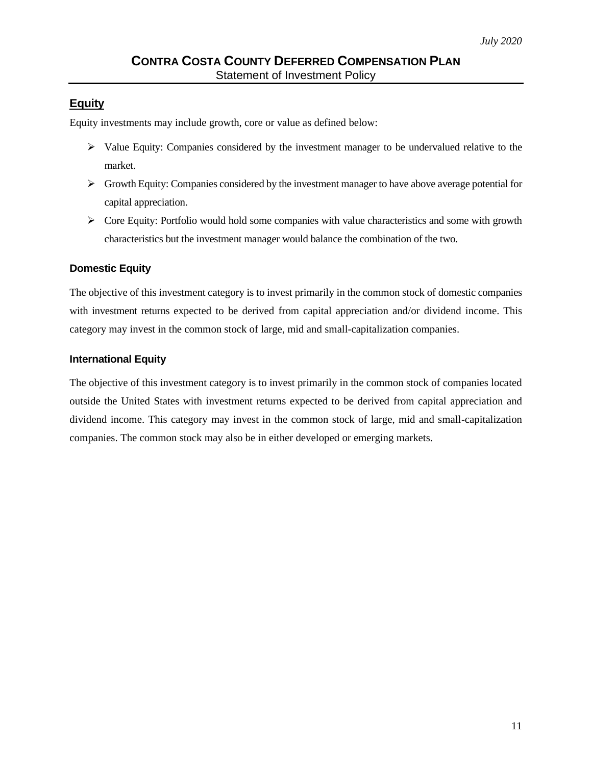## Equity

Equity investments may include growth, core or value as defined below:

- Value Equity: Companies considered by the investment manager to be undervalued relative to the market.
- Growth Equity: Companies considered by the investment manager to have above average potential for capital appreciation.
- Core Equity: Portfolio would hold some companies with value characteristics and some with growth characteristics but the investment manager would balance the combination of the two.

### Domestic Equity

The objective of this investment category is to invest primarily in the common stock of domestic companies with investment returns expected to be derived from capital appreciation and/or dividend income. This category may invest in the common stock of large, mid and small-capitalization companies.

### International Equity

The objective of this investment category is to invest primarily in the common stock of companies located outside the United States with investment returns expected to be derived from capital appreciation and dividend income. This category may invest in the common stock of large, mid and small-capitalization companies. The common stock may also be in either developed or emerging markets.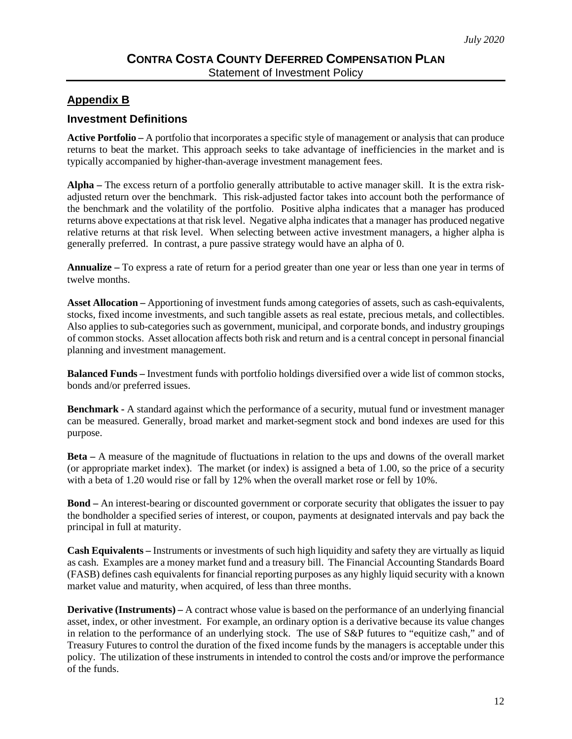## Appendix B

### Investment Definitions

**Active Portfolio –** A portfolio that incorporates a specific style of management or analysis that can produce returns to beat the market. This approach seeks to take advantage of inefficiencies in the market and is typically accompanied by higher-than-average investment management fees.

**Alpha –** The excess return of a portfolio generally attributable to active manager skill. It is the extra risk-adjusted return over the benchmark. This risk-adjusted factor takes into account both the performance of the benchmark and the volatility of the portfolio. Positive alpha indicates that a manager has produced returns above expectations at that risk level. Negative alpha indicates that a manager has produced negative relative returns at that risk level. When selecting between active investment managers, a higher alpha is generally preferred. In contrast, a pure passive strategy would have an alpha of 0.

**Annualize –** To express a rate of return for a period greater than one year or less than one year in terms of twelve months.

**Asset Allocation –** Apportioning of investment funds among categories of assets, such as cash-equivalents, stocks, fixed income investments, and such tangible assets as real estate, precious metals, and collectibles. Also applies to sub-categories such as government, municipal, and corporate bonds, and industry groupings of common stocks. Asset allocation affects both risk and return and is a central concept in personal financial planning and investment management.

**Balanced Funds –** Investment funds with portfolio holdings diversified over a wide list of common stocks, bonds and/or preferred issues.

**Benchmark** - A standard against which the performance of a security, mutual fund or investment manager can be measured. Generally, broad market and market-segment stock and bond indexes are used for this purpose.

**Beta –** A measure of the magnitude of fluctuations in relation to the ups and downs of the overall market (or appropriate market index). The market (or index) is assigned a beta of 1.00, so the price of a security with a beta of 1.20 would rise or fall by 12% when the overall market rose or fell by 10%.

**Bond –** An interest-bearing or discounted government or corporate security that obligates the issuer to pay the bondholder a specified series of interest, or coupon, payments at designated intervals and pay back the principal in full at maturity.

**Cash Equivalents –** Instruments or investments of such high liquidity and safety they are virtually as liquid as cash. Examples are a money market fund and a treasury bill. The Financial Accounting Standards Board (FASB) defines cash equivalents for financial reporting purposes as any highly liquid security with a known market value and maturity, when acquired, of less than three months.

**Derivative (Instruments) –** A contract whose value is based on the performance of an underlying financial asset, index, or other investment. For example, an ordinary option is a derivative because its value changes in relation to the performance of an underlying stock. The use of S&P futures to "equitize cash," and of Treasury Futures to control the duration of the fixed income funds by the managers is acceptable under this policy. The utilization of these instruments in intended to control the costs and/or improve the performance of the funds.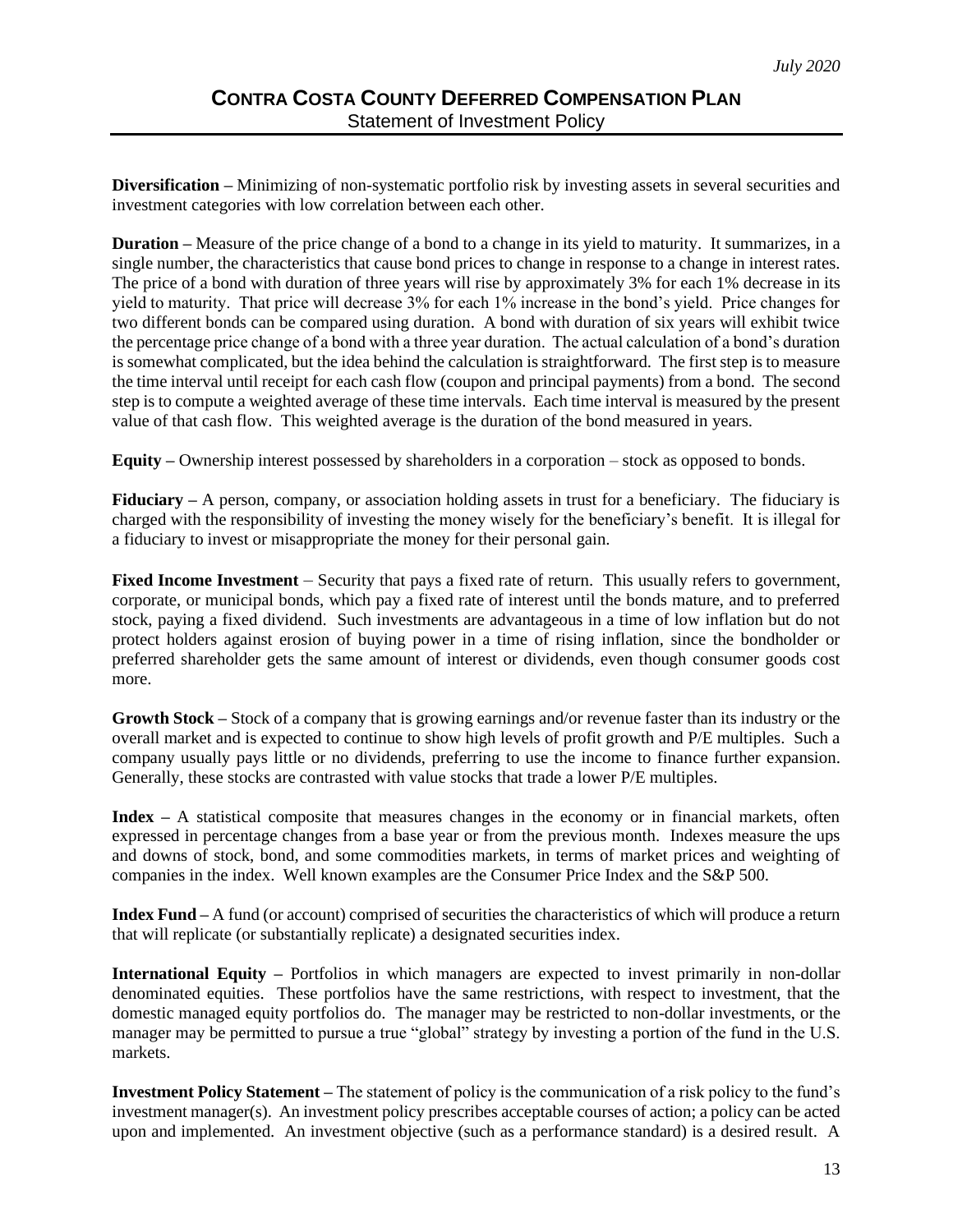**Diversification –** Minimizing of non-systematic portfolio risk by investing assets in several securities and investment categories with low correlation between each other.

**Duration –** Measure of the price change of a bond to a change in its yield to maturity. It summarizes, in a single number, the characteristics that cause bond prices to change in response to a change in interest rates. The price of a bond with duration of three years will rise by approximately 3% for each 1% decrease in its yield to maturity. That price will decrease 3% for each 1% increase in the bond's yield. Price changes for two different bonds can be compared using duration. A bond with duration of six years will exhibit twice the percentage price change of a bond with a three year duration. The actual calculation of a bond's duration is somewhat complicated, but the idea behind the calculation is straightforward. The first step is to measure the time interval until receipt for each cash flow (coupon and principal payments) from a bond. The second step is to compute a weighted average of these time intervals. Each time interval is measured by the present value of that cash flow. This weighted average is the duration of the bond measured in years.

**Equity –** Ownership interest possessed by shareholders in a corporation – stock as opposed to bonds.

**Fiduciary –** A person, company, or association holding assets in trust for a beneficiary. The fiduciary is charged with the responsibility of investing the money wisely for the beneficiary's benefit. It is illegal for a fiduciary to invest or misappropriate the money for their personal gain.

**Fixed Income Investment** – Security that pays a fixed rate of return. This usually refers to government, corporate, or municipal bonds, which pay a fixed rate of interest until the bonds mature, and to preferred stock, paying a fixed dividend. Such investments are advantageous in a time of low inflation but do not protect holders against erosion of buying power in a time of rising inflation, since the bondholder or preferred shareholder gets the same amount of interest or dividends, even though consumer goods cost more.

**Growth Stock –** Stock of a company that is growing earnings and/or revenue faster than its industry or the overall market and is expected to continue to show high levels of profit growth and P/E multiples. Such a company usually pays little or no dividends, preferring to use the income to finance further expansion. Generally, these stocks are contrasted with value stocks that trade a lower P/E multiples.

**Index –** A statistical composite that measures changes in the economy or in financial markets, often expressed in percentage changes from a base year or from the previous month. Indexes measure the ups and downs of stock, bond, and some commodities markets, in terms of market prices and weighting of companies in the index. Well known examples are the Consumer Price Index and the S&P 500.

**Index Fund –** A fund (or account) comprised of securities the characteristics of which will produce a return that will replicate (or substantially replicate) a designated securities index.

**International Equity –** Portfolios in which managers are expected to invest primarily in non-dollar denominated equities. These portfolios have the same restrictions, with respect to investment, that the domestic managed equity portfolios do. The manager may be restricted to non-dollar investments, or the manager may be permitted to pursue a true "global" strategy by investing a portion of the fund in the U.S. markets.

**Investment Policy Statement –** The statement of policy is the communication of a risk policy to the fund's investment manager(s). An investment policy prescribes acceptable courses of action; a policy can be acted upon and implemented. An investment objective (such as a performance standard) is a desired result. A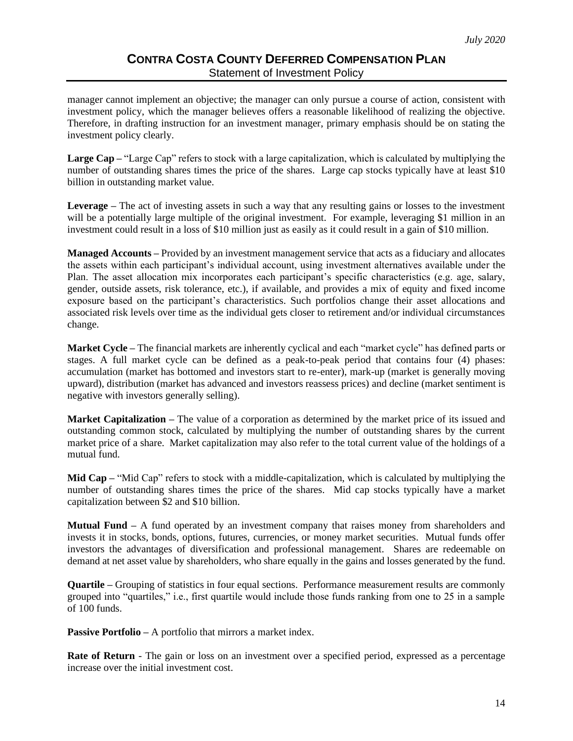manager cannot implement an objective; the manager can only pursue a course of action, consistent with investment policy, which the manager believes offers a reasonable likelihood of realizing the objective. Therefore, in drafting instruction for an investment manager, primary emphasis should be on stating the investment policy clearly.

**Large Cap –** "Large Cap" refers to stock with a large capitalization, which is calculated by multiplying the number of outstanding shares times the price of the shares. Large cap stocks typically have at least $10 billion in outstanding market value.

**Leverage –** The act of investing assets in such a way that any resulting gains or losses to the investment will be a potentially large multiple of the original investment. For example, leveraging $1 million in an investment could result in a loss of $10 million just as easily as it could result in a gain of $10 million.

**Managed Accounts –** Provided by an investment management service that acts as a fiduciary and allocates the assets within each participant's individual account, using investment alternatives available under the Plan. The asset allocation mix incorporates each participant's specific characteristics (e.g. age, salary, gender, outside assets, risk tolerance, etc.), if available, and provides a mix of equity and fixed income exposure based on the participant's characteristics. Such portfolios change their asset allocations and associated risk levels over time as the individual gets closer to retirement and/or individual circumstances change.

**Market Cycle –** The financial markets are inherently cyclical and each "market cycle" has defined parts or stages. A full market cycle can be defined as a peak-to-peak period that contains four (4) phases: accumulation (market has bottomed and investors start to re-enter), mark-up (market is generally moving upward), distribution (market has advanced and investors reassess prices) and decline (market sentiment is negative with investors generally selling).

**Market Capitalization –** The value of a corporation as determined by the market price of its issued and outstanding common stock, calculated by multiplying the number of outstanding shares by the current market price of a share. Market capitalization may also refer to the total current value of the holdings of a mutual fund.

**Mid Cap –** "Mid Cap" refers to stock with a middle-capitalization, which is calculated by multiplying the number of outstanding shares times the price of the shares. Mid cap stocks typically have a market capitalization between $2 and $10 billion.

**Mutual Fund –** A fund operated by an investment company that raises money from shareholders and invests it in stocks, bonds, options, futures, currencies, or money market securities. Mutual funds offer investors the advantages of diversification and professional management. Shares are redeemable on demand at net asset value by shareholders, who share equally in the gains and losses generated by the fund.

**Quartile –** Grouping of statistics in four equal sections. Performance measurement results are commonly grouped into "quartiles," i.e., first quartile would include those funds ranking from one to 25 in a sample of 100 funds.

**Passive Portfolio –** A portfolio that mirrors a market index.

**Rate of Return** - The gain or loss on an investment over a specified period, expressed as a percentage increase over the initial investment cost.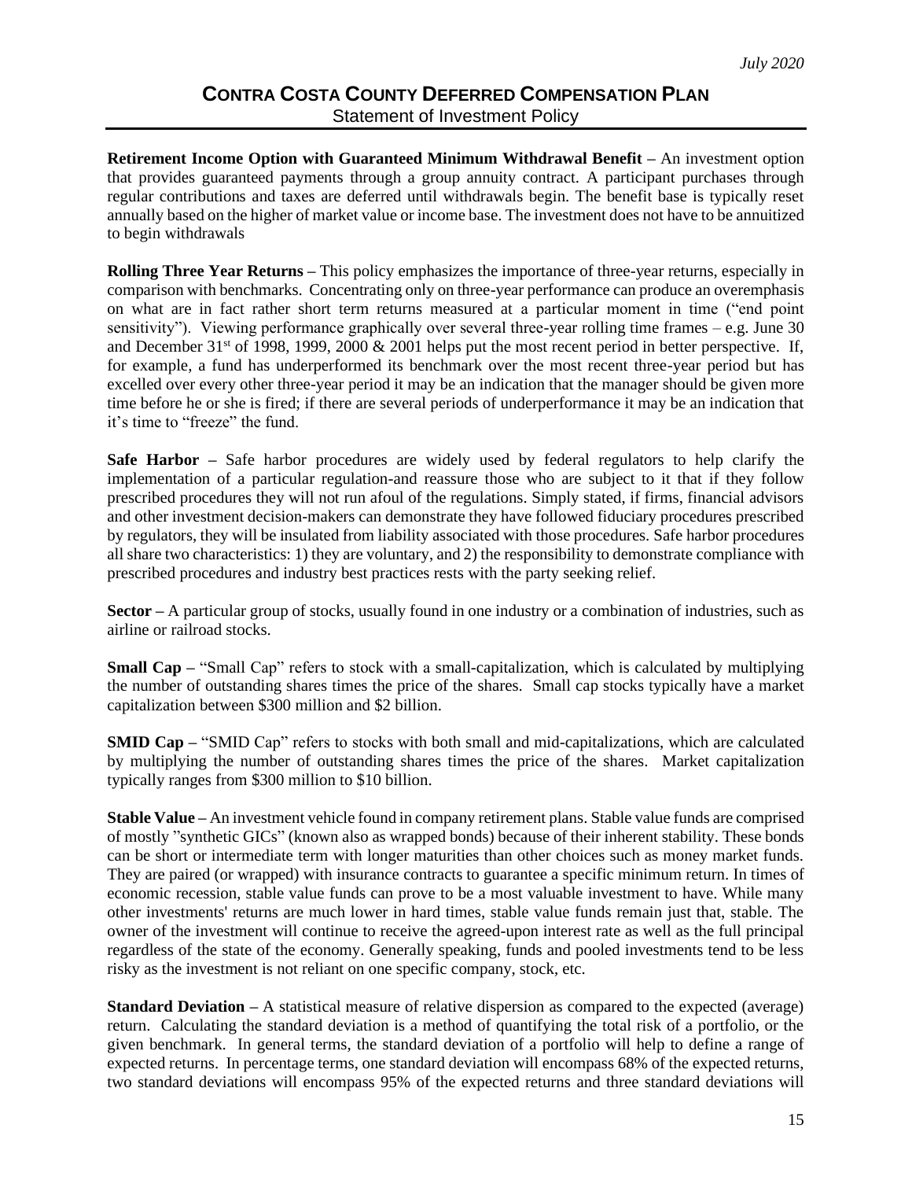**Retirement Income Option with Guaranteed Minimum Withdrawal Benefit –** An investment option that provides guaranteed payments through a group annuity contract. A participant purchases through regular contributions and taxes are deferred until withdrawals begin. The benefit base is typically reset annually based on the higher of market value or income base. The investment does not have to be annuitized to begin withdrawals

**Rolling Three Year Returns –** This policy emphasizes the importance of three-year returns, especially in comparison with benchmarks. Concentrating only on three-year performance can produce an overemphasis on what are in fact rather short term returns measured at a particular moment in time ("end point sensitivity"). Viewing performance graphically over several three-year rolling time frames – e.g. June 30 and December 31st of 1998, 1999, 2000 & 2001 helps put the most recent period in better perspective. If, for example, a fund has underperformed its benchmark over the most recent three-year period but has excelled over every other three-year period it may be an indication that the manager should be given more time before he or she is fired; if there are several periods of underperformance it may be an indication that it's time to "freeze" the fund.

**Safe Harbor –** Safe harbor procedures are widely used by federal regulators to help clarify the implementation of a particular regulation-and reassure those who are subject to it that if they follow prescribed procedures they will not run afoul of the regulations. Simply stated, if firms, financial advisors and other investment decision-makers can demonstrate they have followed fiduciary procedures prescribed by regulators, they will be insulated from liability associated with those procedures. Safe harbor procedures all share two characteristics: 1) they are voluntary, and 2) the responsibility to demonstrate compliance with prescribed procedures and industry best practices rests with the party seeking relief.

**Sector –** A particular group of stocks, usually found in one industry or a combination of industries, such as airline or railroad stocks.

**Small Cap –** "Small Cap" refers to stock with a small-capitalization, which is calculated by multiplying the number of outstanding shares times the price of the shares. Small cap stocks typically have a market capitalization between $300 million and $2 billion.

**SMID Cap –** "SMID Cap" refers to stocks with both small and mid-capitalizations, which are calculated by multiplying the number of outstanding shares times the price of the shares. Market capitalization typically ranges from $300 million to $10 billion.

**Stable Value –** An investment vehicle found in company retirement plans. Stable value funds are comprised of mostly "synthetic GICs" (known also as wrapped bonds) because of their inherent stability. These bonds can be short or intermediate term with longer maturities than other choices such as money market funds. They are paired (or wrapped) with insurance contracts to guarantee a specific minimum return. In times of economic recession, stable value funds can prove to be a most valuable investment to have. While many other investments' returns are much lower in hard times, stable value funds remain just that, stable. The owner of the investment will continue to receive the agreed-upon interest rate as well as the full principal regardless of the state of the economy. Generally speaking, funds and pooled investments tend to be less risky as the investment is not reliant on one specific company, stock, etc.

**Standard Deviation –** A statistical measure of relative dispersion as compared to the expected (average) return. Calculating the standard deviation is a method of quantifying the total risk of a portfolio, or the given benchmark. In general terms, the standard deviation of a portfolio will help to define a range of expected returns. In percentage terms, one standard deviation will encompass 68% of the expected returns, two standard deviations will encompass 95% of the expected returns and three standard deviations will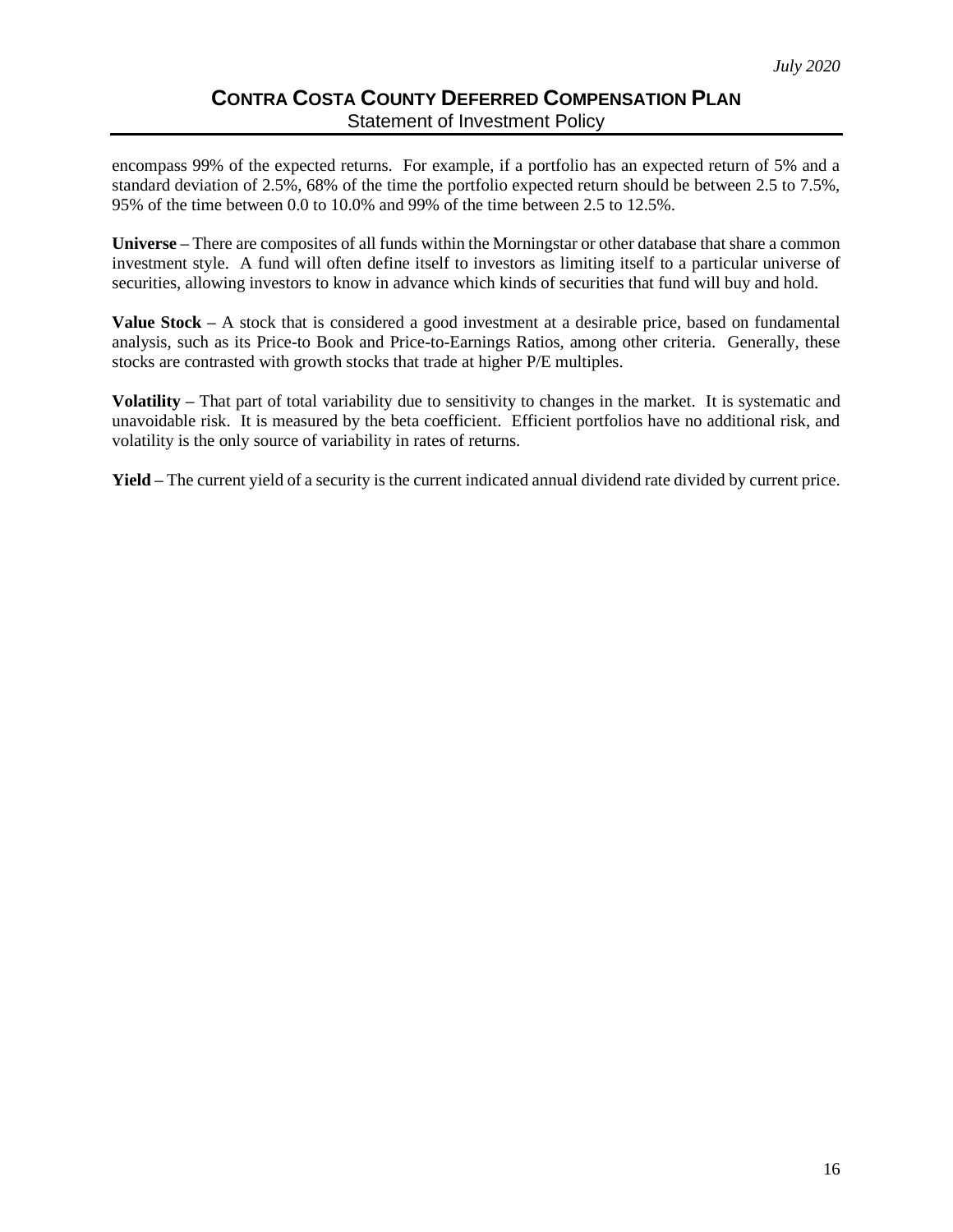encompass 99% of the expected returns. For example, if a portfolio has an expected return of 5% and a standard deviation of 2.5%, 68% of the time the portfolio expected return should be between 2.5 to 7.5%, 95% of the time between 0.0 to 10.0% and 99% of the time between 2.5 to 12.5%.

**Universe** – There are composites of all funds within the Morningstar or other database that share a common investment style. A fund will often define itself to investors as limiting itself to a particular universe of securities, allowing investors to know in advance which kinds of securities that fund will buy and hold.

**Value Stock** – A stock that is considered a good investment at a desirable price, based on fundamental analysis, such as its Price-to Book and Price-to-Earnings Ratios, among other criteria. Generally, these stocks are contrasted with growth stocks that trade at higher P/E multiples.

**Volatility** – That part of total variability due to sensitivity to changes in the market. It is systematic and unavoidable risk. It is measured by the beta coefficient. Efficient portfolios have no additional risk, and volatility is the only source of variability in rates of returns.

**Yield** – The current yield of a security is the current indicated annual dividend rate divided by current price.